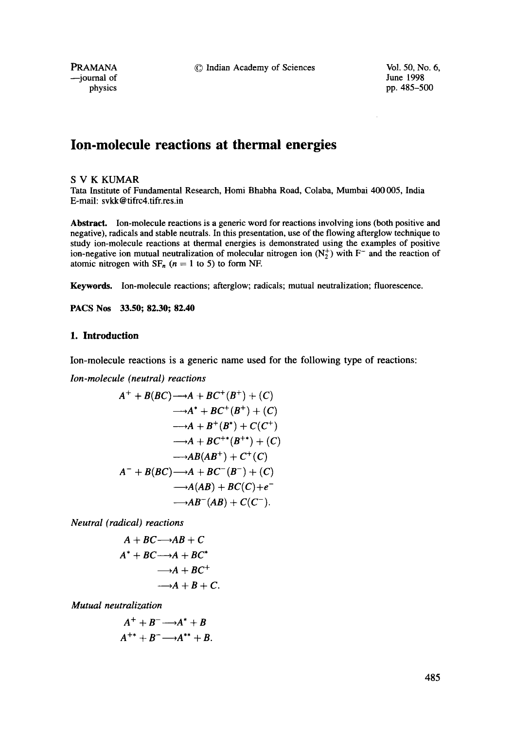# Ion-molecule reactions at thermal energies

S V K KUMAR

Tata Institute of Fundamental Research, Homi Bhabha Road, Colaba, Mumbai 400 005, India

E-mail: svkk@tifrc4.tifr.res.in

**Abstract.** Ion-molecule reactions is a generic word for reactions involving ions (both positive and negative), radicals and stable neutrals. In this presentation, use of the flowing afterglow technique to study ion-molecule reactions at thermal energies is demonstrated using the examples of positive ion-negative ion mutual neutralization of molecular nitrogen ion ($N_2^+$) with $F^-$ and the reaction of atomic nitrogen with $SF_n$ ($n = 1$ to 5) to form NF.

**Keywords.** Ion-molecule reactions; afterglow; radicals; mutual neutralization; fluorescence.

**PACS Nos** 33.50; 82.30; 82.40

## 1. Introduction

Ion-molecule reactions is a generic name used for the following type of reactions:

*Ion-molecule (neutral) reactions*

$$
\begin{aligned}
A^+ + B(BC) &\longrightarrow A + BC^+(B^+) + (C) \\
&\longrightarrow A^* + BC^+(B^+) + (C) \\
&\longrightarrow A + B^+(B^*) + C(C^+) \\
&\longrightarrow A + BC^{+*}(B^{+*}) + (C) \\
&\longrightarrow AB(AB^+) + C^+(C) \\
A^- + B(BC) &\longrightarrow A + BC^-(B^-) + (C) \\
&\longrightarrow A(AB) + BC(C) + e^- \\
&\longrightarrow AB^-(AB) + C(C^-).
\end{aligned}
$$

*Neutral (radical) reactions*

$$
\begin{aligned}
A + BC &\longrightarrow AB + C \\
A^* + BC &\longrightarrow A + BC^* \\
&\longrightarrow A + BC^+ \\
&\longrightarrow A + B + C.
\end{aligned}
$$

*Mutual neutralization*

$$
\begin{aligned}
A^+ + B^- &\longrightarrow A^* + B \\
A^{+*} + B^- &\longrightarrow A^{**} + B.
\end{aligned}
$$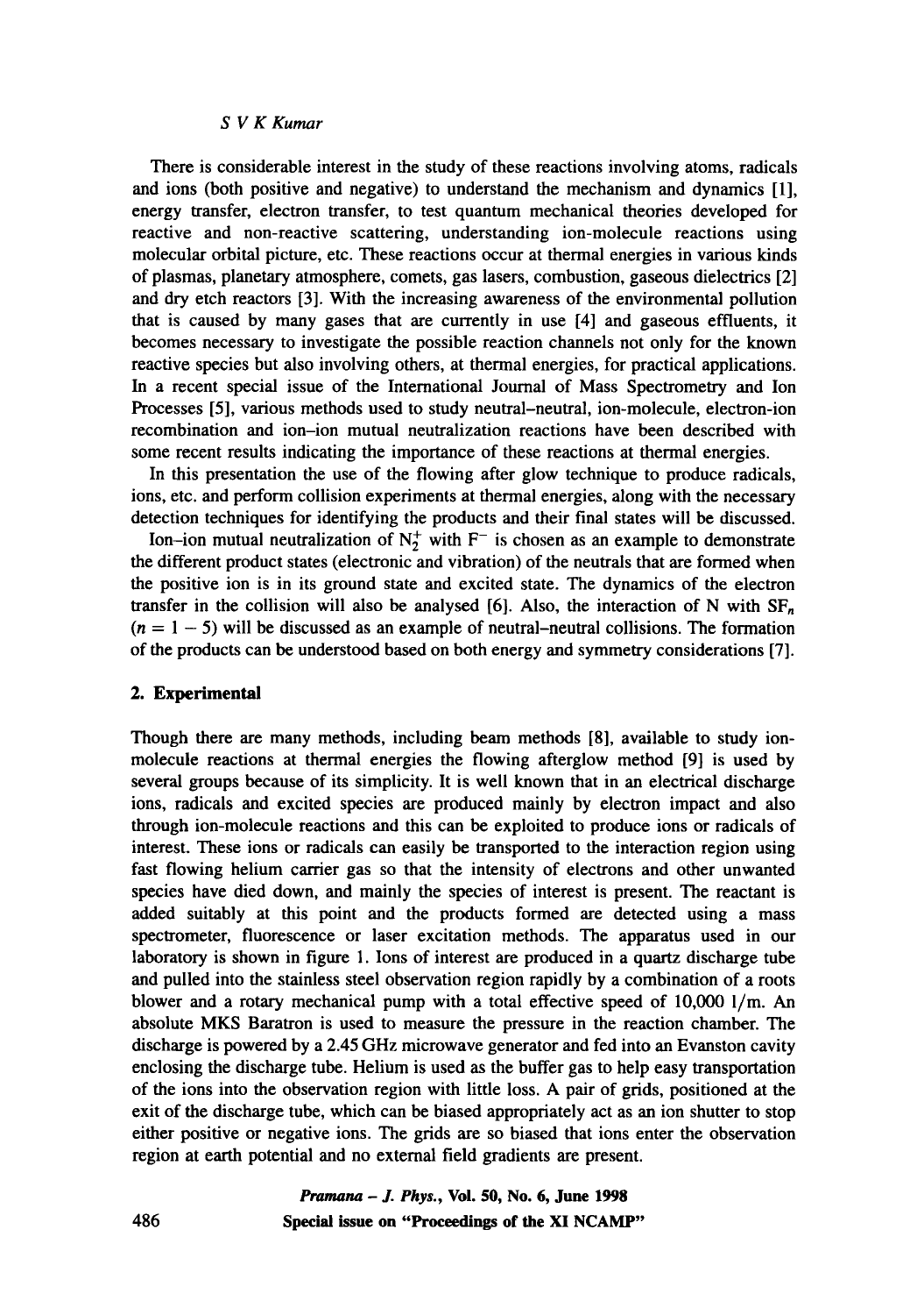There is considerable interest in the study of these reactions involving atoms, radicals and ions (both positive and negative) to understand the mechanism and dynamics [1], energy transfer, electron transfer, to test quantum mechanical theories developed for reactive and non-reactive scattering, understanding ion-molecule reactions using molecular orbital picture, etc. These reactions occur at thermal energies in various kinds of plasmas, planetary atmosphere, comets, gas lasers, combustion, gaseous dielectrics [2] and dry etch reactors [3]. With the increasing awareness of the environmental pollution that is caused by many gases that are currently in use [4] and gaseous effluents, it becomes necessary to investigate the possible reaction channels not only for the known reactive species but also involving others, at thermal energies, for practical applications. In a recent special issue of the International Journal of Mass Spectrometry and Ion Processes [5], various methods used to study neutral–neutral, ion-molecule, electron-ion recombination and ion–ion mutual neutralization reactions have been described with some recent results indicating the importance of these reactions at thermal energies.

In this presentation the use of the flowing after glow technique to produce radicals, ions, etc. and perform collision experiments at thermal energies, along with the necessary detection techniques for identifying the products and their final states will be discussed.

Ion–ion mutual neutralization of $N_2^+$ with $F^-$ is chosen as an example to demonstrate the different product states (electronic and vibration) of the neutrals that are formed when the positive ion is in its ground state and excited state. The dynamics of the electron transfer in the collision will also be analysed [6]. Also, the interaction of N with $SF_n$ ($n = 1 - 5$) will be discussed as an example of neutral–neutral collisions. The formation of the products can be understood based on both energy and symmetry considerations [7].

## 2. Experimental

Though there are many methods, including beam methods [8], available to study ion-molecule reactions at thermal energies the flowing afterglow method [9] is used by several groups because of its simplicity. It is well known that in an electrical discharge ions, radicals and excited species are produced mainly by electron impact and also through ion-molecule reactions and this can be exploited to produce ions or radicals of interest. These ions or radicals can easily be transported to the interaction region using fast flowing helium carrier gas so that the intensity of electrons and other unwanted species have died down, and mainly the species of interest is present. The reactant is added suitably at this point and the products formed are detected using a mass spectrometer, fluorescence or laser excitation methods. The apparatus used in our laboratory is shown in figure 1. Ions of interest are produced in a quartz discharge tube and pulled into the stainless steel observation region rapidly by a combination of a roots blower and a rotary mechanical pump with a total effective speed of 10,000 l/m. An absolute MKS Baratron is used to measure the pressure in the reaction chamber. The discharge is powered by a 2.45 GHz microwave generator and fed into an Evanston cavity enclosing the discharge tube. Helium is used as the buffer gas to help easy transportation of the ions into the observation region with little loss. A pair of grids, positioned at the exit of the discharge tube, which can be biased appropriately act as an ion shutter to stop either positive or negative ions. The grids are so biased that ions enter the observation region at earth potential and no external field gradients are present.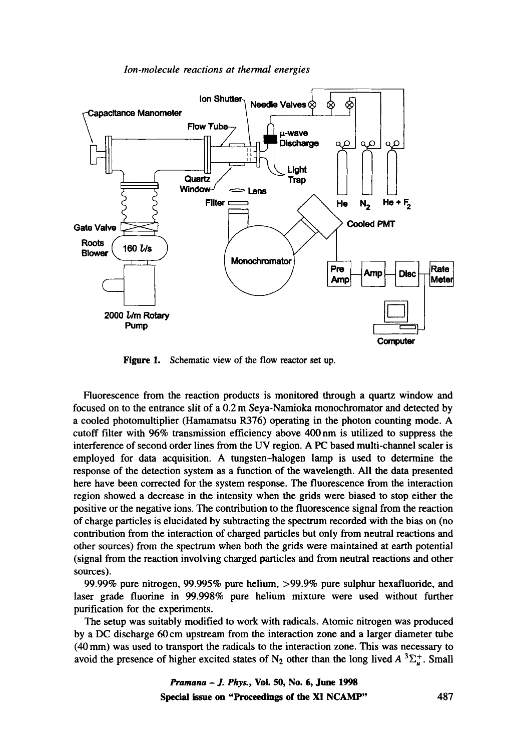Figure 1. Schematic view of the flow reactor set up.

Fluorescence from the reaction products is monitored through a quartz window and focused on to the entrance slit of a 0.2 m Seya-Namioka monochromator and detected by a cooled photomultiplier (Hamamatsu R376) operating in the photon counting mode. A cutoff filter with 96% transmission efficiency above 400 nm is utilized to suppress the interference of second order lines from the UV region. A PC based multi-channel scaler is employed for data acquisition. A tungsten–halogen lamp is used to determine the response of the detection system as a function of the wavelength. All the data presented here have been corrected for the system response. The fluorescence from the interaction region showed a decrease in the intensity when the grids were biased to stop either the positive or the negative ions. The contribution to the fluorescence signal from the reaction of charge particles is elucidated by subtracting the spectrum recorded with the bias on (no contribution from the interaction of charged particles but only from neutral reactions and other sources) from the spectrum when both the grids were maintained at earth potential (signal from the reaction involving charged particles and from neutral reactions and other sources).

99.99% pure nitrogen, 99.995% pure helium, >99.9% pure sulphur hexafluoride, and laser grade fluorine in 99.998% pure helium mixture were used without further purification for the experiments.

The setup was suitably modified to work with radicals. Atomic nitrogen was produced by a DC discharge 60 cm upstream from the interaction zone and a larger diameter tube (40 mm) was used to transport the radicals to the interaction zone. This was necessary to avoid the presence of higher excited states of $N_2$ other than the long lived $A\ ^3\Sigma_u^+$. Small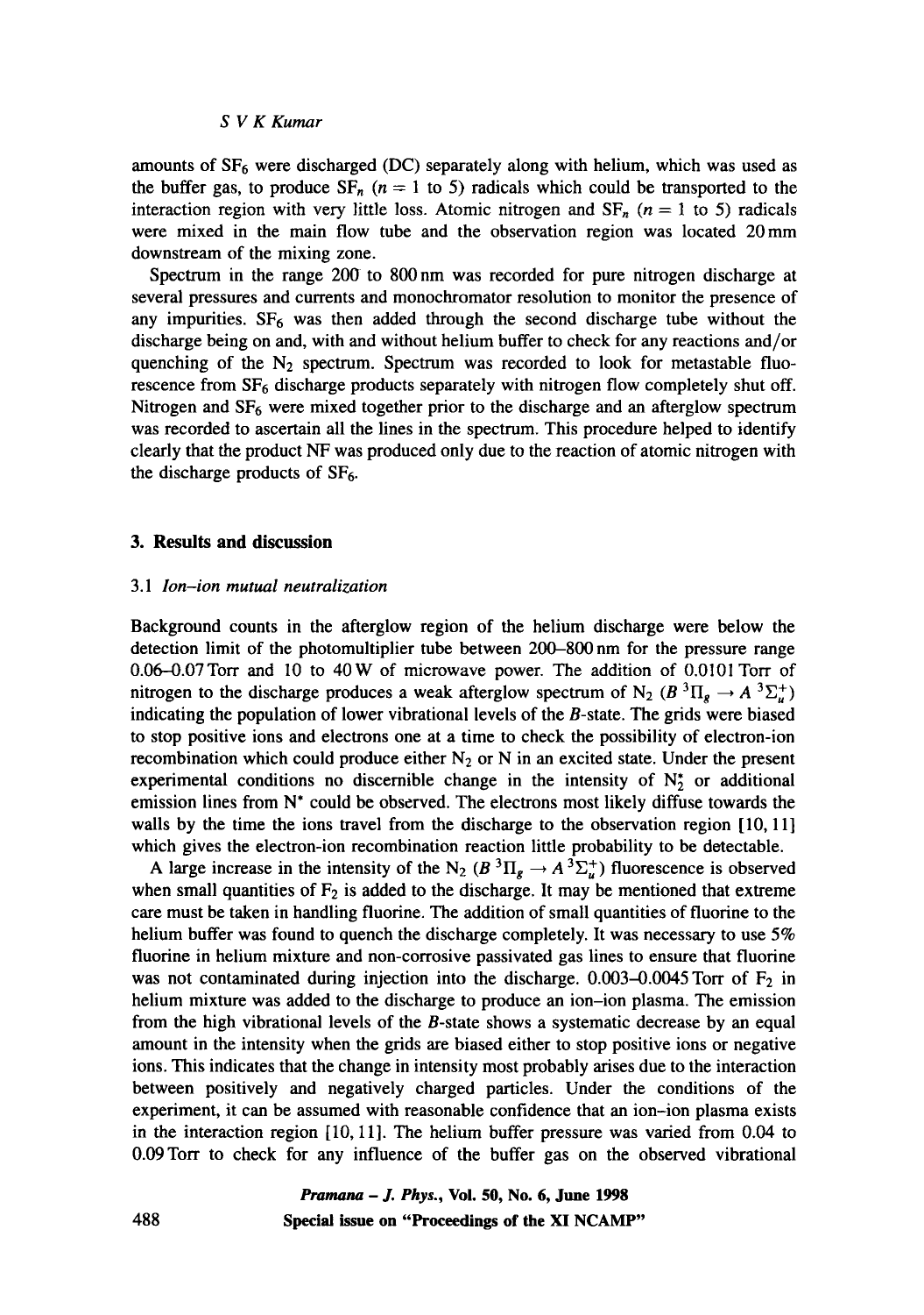amounts of $SF_6$ were discharged (DC) separately along with helium, which was used as the buffer gas, to produce $SF_n$ ($n = 1$ to 5) radicals which could be transported to the interaction region with very little loss. Atomic nitrogen and $SF_n$ ($n = 1$ to 5) radicals were mixed in the main flow tube and the observation region was located 20 mm downstream of the mixing zone.

Spectrum in the range 200 to 800 nm was recorded for pure nitrogen discharge at several pressures and currents and monochromator resolution to monitor the presence of any impurities. $SF_6$ was then added through the second discharge tube without the discharge being on and, with and without helium buffer to check for any reactions and/or quenching of the $N_2$ spectrum. Spectrum was recorded to look for metastable fluorescence from $SF_6$ discharge products separately with nitrogen flow completely shut off. Nitrogen and $SF_6$ were mixed together prior to the discharge and an afterglow spectrum was recorded to ascertain all the lines in the spectrum. This procedure helped to identify clearly that the product NF was produced only due to the reaction of atomic nitrogen with the discharge products of $SF_6$.

## 3. Results and discussion

### 3.1 *Ion–ion mutual neutralization*

Background counts in the afterglow region of the helium discharge were below the detection limit of the photomultiplier tube between 200–800 nm for the pressure range 0.06–0.07 Torr and 10 to 40 W of microwave power. The addition of 0.0101 Torr of nitrogen to the discharge produces a weak afterglow spectrum of $N_2$ ($B\,^3\Pi_g \rightarrow A\,^3\Sigma_u^+$) indicating the population of lower vibrational levels of the $B$-state. The grids were biased to stop positive ions and electrons one at a time to check the possibility of electron-ion recombination which could produce either $N_2$ or N in an excited state. Under the present experimental conditions no discernible change in the intensity of $N_2^*$ or additional emission lines from $N^*$ could be observed. The electrons most likely diffuse towards the walls by the time the ions travel from the discharge to the observation region [10, 11] which gives the electron-ion recombination reaction little probability to be detectable.

A large increase in the intensity of the $N_2$ ($B\,^3\Pi_g \rightarrow A\,^3\Sigma_u^+$) fluorescence is observed when small quantities of $F_2$ is added to the discharge. It may be mentioned that extreme care must be taken in handling fluorine. The addition of small quantities of fluorine to the helium buffer was found to quench the discharge completely. It was necessary to use 5% fluorine in helium mixture and non-corrosive passivated gas lines to ensure that fluorine was not contaminated during injection into the discharge. 0.003–0.0045 Torr of $F_2$ in helium mixture was added to the discharge to produce an ion–ion plasma. The emission from the high vibrational levels of the $B$-state shows a systematic decrease by an equal amount in the intensity when the grids are biased either to stop positive ions or negative ions. This indicates that the change in intensity most probably arises due to the interaction between positively and negatively charged particles. Under the conditions of the experiment, it can be assumed with reasonable confidence that an ion–ion plasma exists in the interaction region [10, 11]. The helium buffer pressure was varied from 0.04 to 0.09 Torr to check for any influence of the buffer gas on the observed vibrational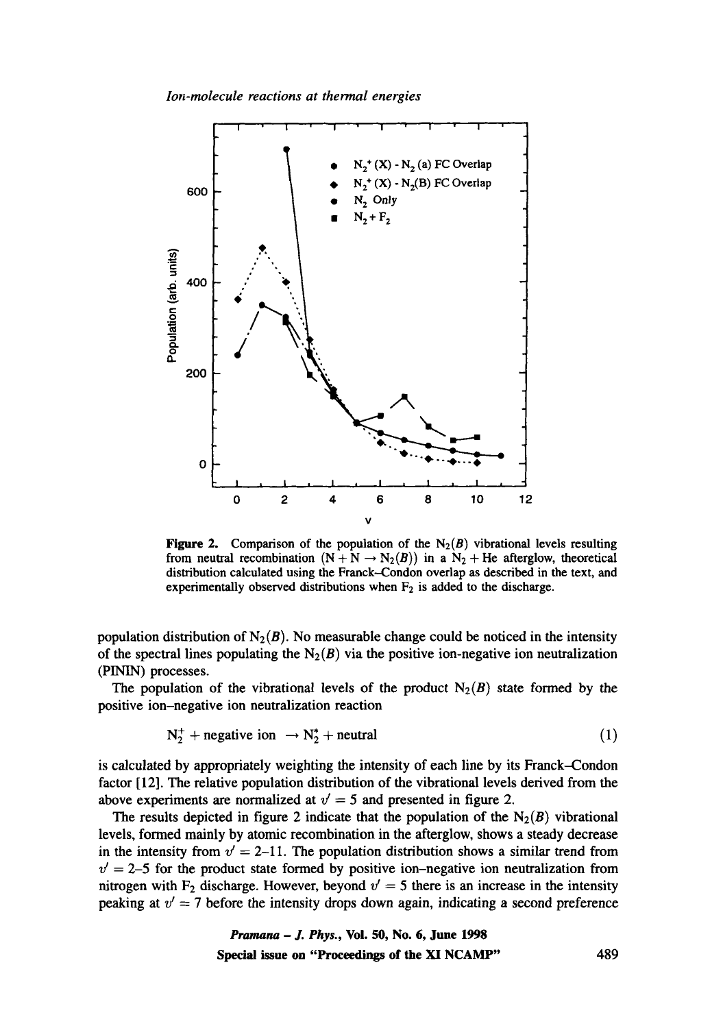**Figure 2.** Comparison of the population of the $N_2(B)$ vibrational levels resulting from neutral recombination ($N + N \rightarrow N_2(B)$) in a $N_2 + He$ afterglow, theoretical distribution calculated using the Franck–Condon overlap as described in the text, and experimentally observed distributions when $F_2$ is added to the discharge.

population distribution of $N_2(B)$. No measurable change could be noticed in the intensity of the spectral lines populating the $N_2(B)$ via the positive ion-negative ion neutralization (PININ) processes.

The population of the vibrational levels of the product $N_2(B)$ state formed by the positive ion–negative ion neutralization reaction

$$N_2^+ + \text{negative ion} \rightarrow N_2^* + \text{neutral} \tag{1}$$

is calculated by appropriately weighting the intensity of each line by its Franck–Condon factor [12]. The relative population distribution of the vibrational levels derived from the above experiments are normalized at $v' = 5$ and presented in figure 2.

The results depicted in figure 2 indicate that the population of the $N_2(B)$ vibrational levels, formed mainly by atomic recombination in the afterglow, shows a steady decrease in the intensity from $v' = 2$–$11$. The population distribution shows a similar trend from $v' = 2$–$5$ for the product state formed by positive ion–negative ion neutralization from nitrogen with $F_2$ discharge. However, beyond $v' = 5$ there is an increase in the intensity peaking at $v' = 7$ before the intensity drops down again, indicating a second preference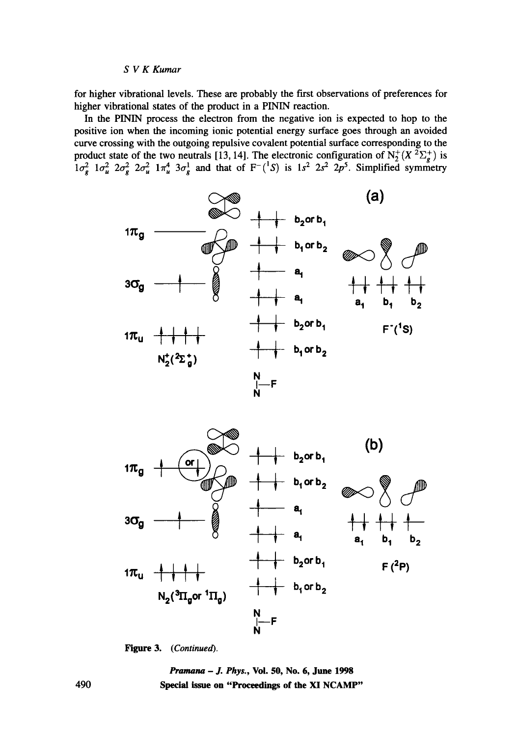for higher vibrational levels. These are probably the first observations of preferences for higher vibrational states of the product in a PININ reaction.

In the PININ process the electron from the negative ion is expected to hop to the positive ion when the incoming ionic potential energy surface goes through an avoided curve crossing with the outgoing repulsive covalent potential surface corresponding to the product state of the two neutrals [13, 14]. The electronic configuration of $N_2^+(X\ ^2\Sigma_g^+)$ is $1\sigma_g^2\ 1\sigma_u^2\ 2\sigma_g^2\ 2\sigma_u^2\ 1\pi_u^4\ 3\sigma_g^1$ and that of $F^-(^1S)$ is $1s^2\ 2s^2\ 2p^5$. Simplified symmetry

Figure 3. (*Continued*).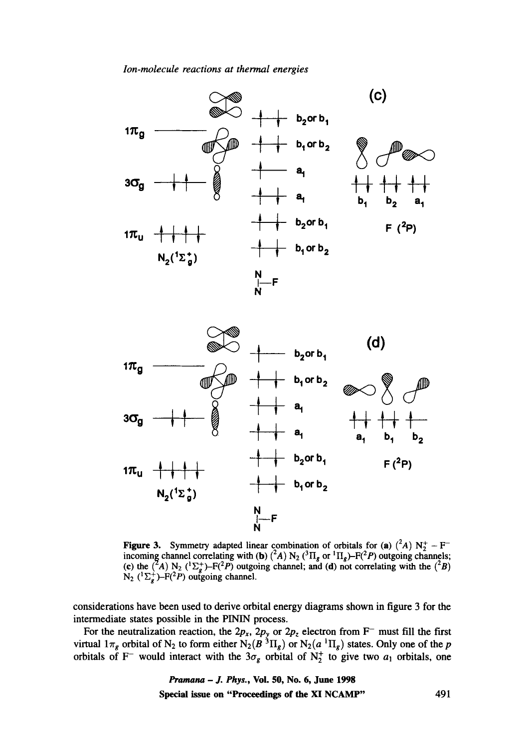**Figure 3.** Symmetry adapted linear combination of orbitals for (**a**) $(^2A)$ $N_2^+ - F^-$ incoming channel correlating with (**b**) $(^2A)$ $N_2$ $(^3\Pi_g$ or $^1\Pi_g)$–$F(^2P)$ outgoing channels; (**c**) the $(^2A)$ $N_2$ $(^1\Sigma_g^+)$–$F(^2P)$ outgoing channel; and (**d**) not correlating with the $(^2B)$ $N_2$ $(^1\Sigma_g^+)$–$F(^2P)$ outgoing channel.

considerations have been used to derive orbital energy diagrams shown in figure 3 for the intermediate states possible in the PININ process.

For the neutralization reaction, the $2p_x$, $2p_y$ or $2p_z$ electron from $F^-$ must fill the first virtual $1\pi_g$ orbital of $N_2$ to form either $N_2(B\ ^3\Pi_g)$ or $N_2(a\ ^1\Pi_g)$ states. Only one of the $p$ orbitals of $F^-$ would interact with the $3\sigma_g$ orbital of $N_2^+$ to give two $a_1$ orbitals, one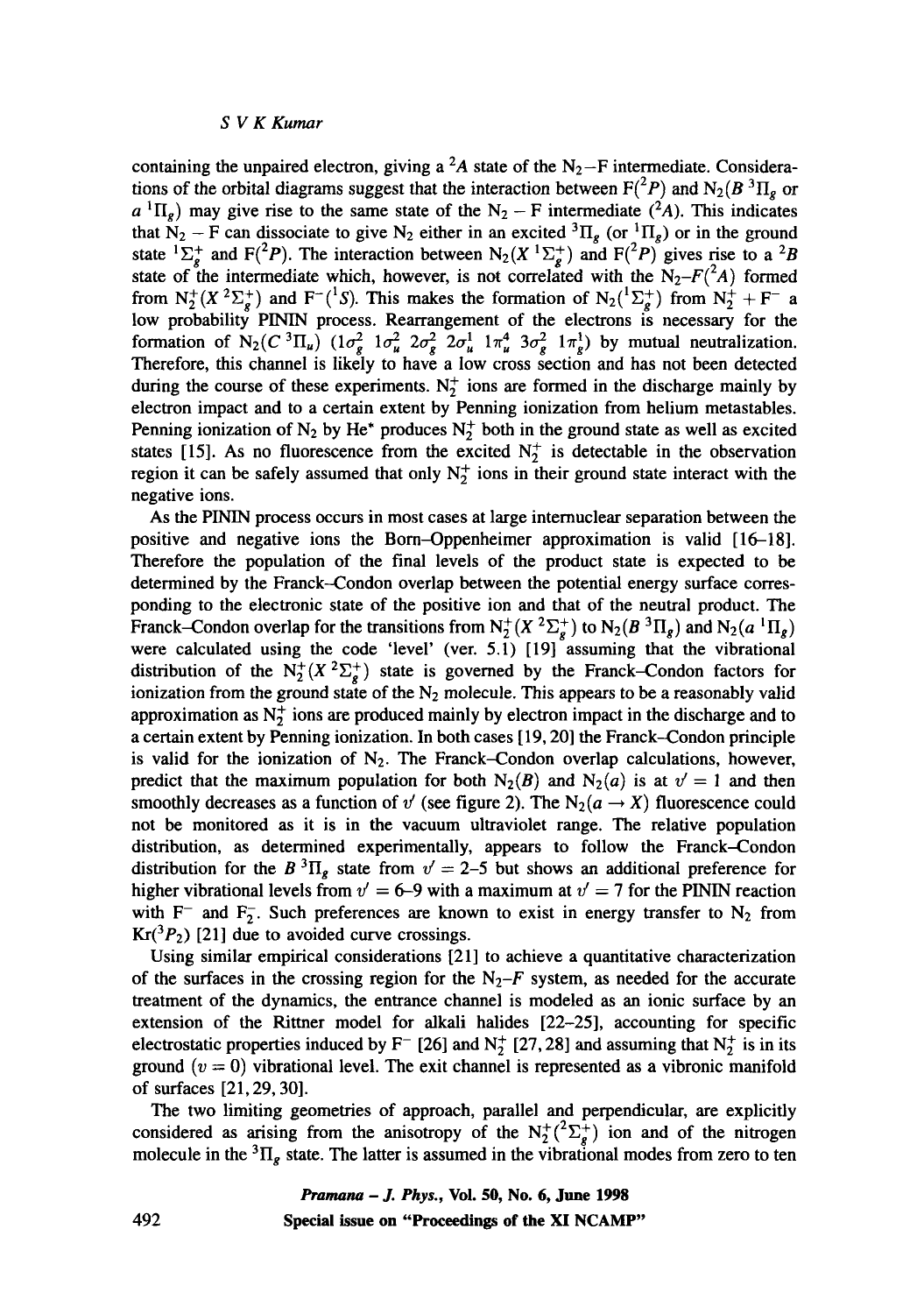containing the unpaired electron, giving a $^2A$ state of the $N_2$–F intermediate. Considerations of the orbital diagrams suggest that the interaction between F($^2P$) and $N_2(B\,^3\Pi_g$ or $a\,^1\Pi_g)$ may give rise to the same state of the $N_2$ – F intermediate ($^2A$). This indicates that $N_2$ – F can dissociate to give $N_2$ either in an excited $^3\Pi_g$ (or $^1\Pi_g$) or in the ground state $^1\Sigma_g^+$ and F($^2P$). The interaction between $N_2(X\,^1\Sigma_g^+)$ and F($^2P$) gives rise to a $^2B$ state of the intermediate which, however, is not correlated with the $N_2$–$F(^2A)$ formed from $N_2^+(X\,^2\Sigma_g^+)$ and $F^-(^1S)$. This makes the formation of $N_2(^1\Sigma_g^+)$ from $N_2^+ + F^-$ a low probability PININ process. Rearrangement of the electrons is necessary for the formation of $N_2(C\,^3\Pi_u)$ ($1\sigma_g^2\ 1\sigma_u^2\ 2\sigma_g^2\ 2\sigma_u^1\ 1\pi_u^4\ 3\sigma_g^2\ 1\pi_g^1$) by mutual neutralization. Therefore, this channel is likely to have a low cross section and has not been detected during the course of these experiments. $N_2^+$ ions are formed in the discharge mainly by electron impact and to a certain extent by Penning ionization from helium metastables. Penning ionization of $N_2$ by He* produces $N_2^+$ both in the ground state as well as excited states [15]. As no fluorescence from the excited $N_2^+$ is detectable in the observation region it can be safely assumed that only $N_2^+$ ions in their ground state interact with the negative ions.

As the PININ process occurs in most cases at large internuclear separation between the positive and negative ions the Born–Oppenheimer approximation is valid [16–18]. Therefore the population of the final levels of the product state is expected to be determined by the Franck–Condon overlap between the potential energy surface corresponding to the electronic state of the positive ion and that of the neutral product. The Franck–Condon overlap for the transitions from $N_2^+(X\,^2\Sigma_g^+)$ to $N_2(B\,^3\Pi_g)$ and $N_2(a\,^1\Pi_g)$ were calculated using the code 'level' (ver. 5.1) [19] assuming that the vibrational distribution of the $N_2^+(X\,^2\Sigma_g^+)$ state is governed by the Franck–Condon factors for ionization from the ground state of the $N_2$ molecule. This appears to be a reasonably valid approximation as $N_2^+$ ions are produced mainly by electron impact in the discharge and to a certain extent by Penning ionization. In both cases [19, 20] the Franck–Condon principle is valid for the ionization of $N_2$. The Franck–Condon overlap calculations, however, predict that the maximum population for both $N_2(B)$ and $N_2(a)$ is at $v' = 1$ and then smoothly decreases as a function of $v'$ (see figure 2). The $N_2(a \to X)$ fluorescence could not be monitored as it is in the vacuum ultraviolet range. The relative population distribution, as determined experimentally, appears to follow the Franck–Condon distribution for the $B\,^3\Pi_g$ state from $v' = 2$–5 but shows an additional preference for higher vibrational levels from $v' = 6$–9 with a maximum at $v' = 7$ for the PININ reaction with $F^-$ and $F_2^-$. Such preferences are known to exist in energy transfer to $N_2$ from Kr($^3P_2$) [21] due to avoided curve crossings.

Using similar empirical considerations [21] to achieve a quantitative characterization of the surfaces in the crossing region for the $N_2$–$F$ system, as needed for the accurate treatment of the dynamics, the entrance channel is modeled as an ionic surface by an extension of the Rittner model for alkali halides [22–25], accounting for specific electrostatic properties induced by $F^-$ [26] and $N_2^+$ [27, 28] and assuming that $N_2^+$ is in its ground ($v = 0$) vibrational level. The exit channel is represented as a vibronic manifold of surfaces [21, 29, 30].

The two limiting geometries of approach, parallel and perpendicular, are explicitly considered as arising from the anisotropy of the $N_2^+(^2\Sigma_g^+)$ ion and of the nitrogen molecule in the $^3\Pi_g$ state. The latter is assumed in the vibrational modes from zero to ten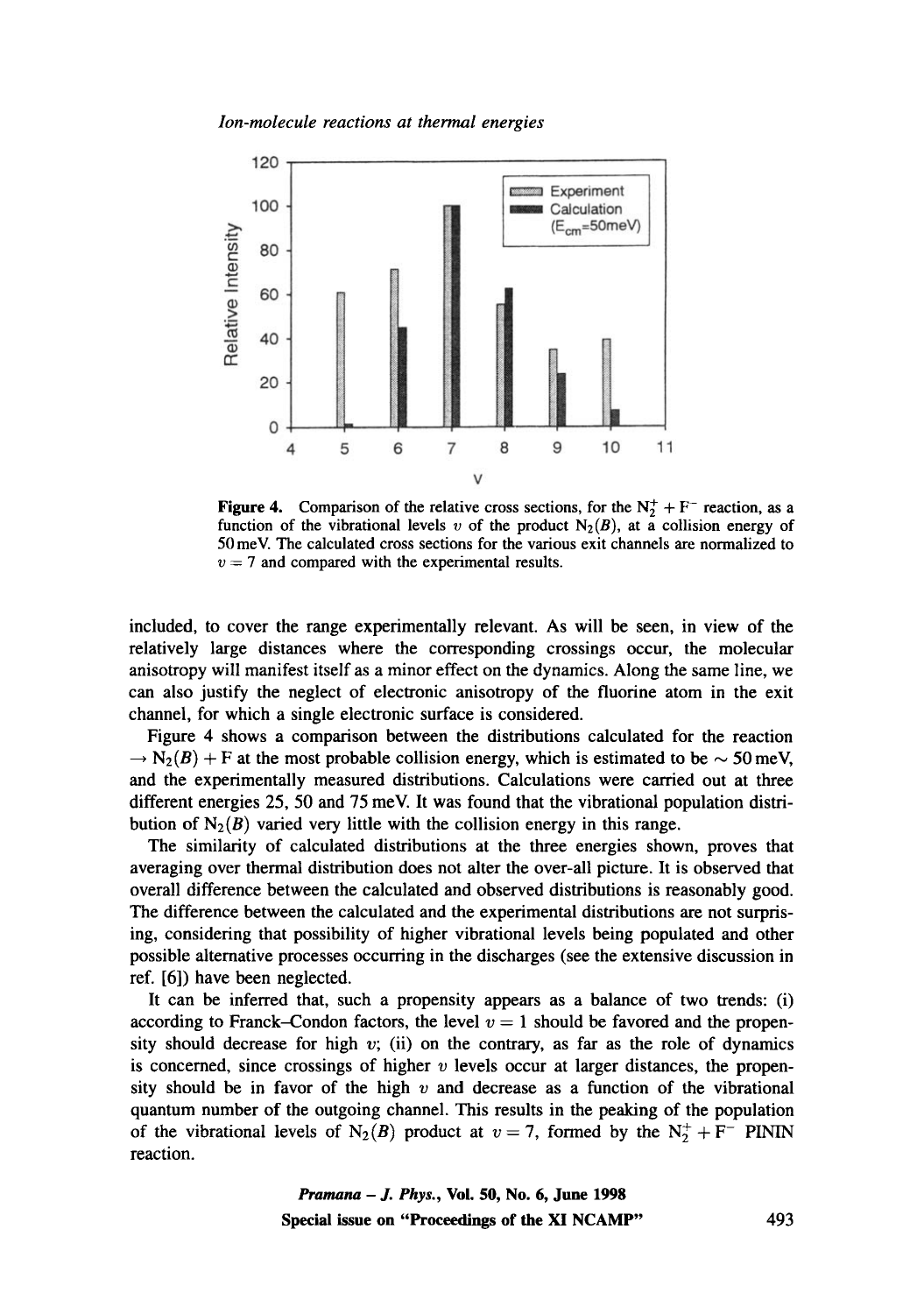**Figure 4.** Comparison of the relative cross sections, for the $N_2^+ + F^-$ reaction, as a function of the vibrational levels $v$ of the product $N_2(B)$, at a collision energy of 50 meV. The calculated cross sections for the various exit channels are normalized to $v = 7$ and compared with the experimental results.

included, to cover the range experimentally relevant. As will be seen, in view of the relatively large distances where the corresponding crossings occur, the molecular anisotropy will manifest itself as a minor effect on the dynamics. Along the same line, we can also justify the neglect of electronic anisotropy of the fluorine atom in the exit channel, for which a single electronic surface is considered.

Figure 4 shows a comparison between the distributions calculated for the reaction $\rightarrow N_2(B) + F$ at the most probable collision energy, which is estimated to be $\sim 50$ meV, and the experimentally measured distributions. Calculations were carried out at three different energies 25, 50 and 75 meV. It was found that the vibrational population distribution of $N_2(B)$ varied very little with the collision energy in this range.

The similarity of calculated distributions at the three energies shown, proves that averaging over thermal distribution does not alter the over-all picture. It is observed that overall difference between the calculated and observed distributions is reasonably good. The difference between the calculated and the experimental distributions are not surprising, considering that possibility of higher vibrational levels being populated and other possible alternative processes occurring in the discharges (see the extensive discussion in ref. [6]) have been neglected.

It can be inferred that, such a propensity appears as a balance of two trends: (i) according to Franck–Condon factors, the level $v = 1$ should be favored and the propensity should decrease for high $v$; (ii) on the contrary, as far as the role of dynamics is concerned, since crossings of higher $v$ levels occur at larger distances, the propensity should be in favor of the high $v$ and decrease as a function of the vibrational quantum number of the outgoing channel. This results in the peaking of the population of the vibrational levels of $N_2(B)$ product at $v = 7$, formed by the $N_2^+ + F^-$ PININ reaction.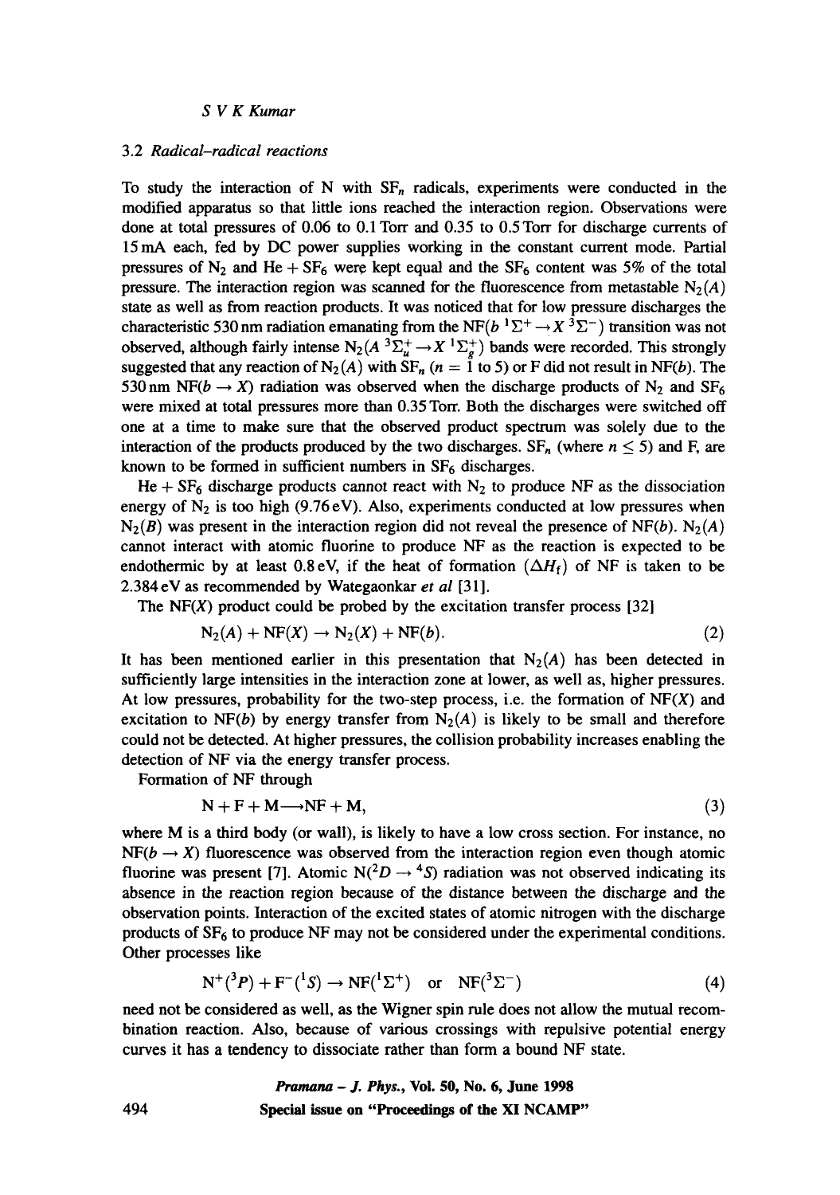### 3.2 *Radical–radical reactions*

To study the interaction of N with $SF_n$ radicals, experiments were conducted in the modified apparatus so that little ions reached the interaction region. Observations were done at total pressures of 0.06 to 0.1 Torr and 0.35 to 0.5 Torr for discharge currents of 15 mA each, fed by DC power supplies working in the constant current mode. Partial pressures of $N_2$ and He + $SF_6$ were kept equal and the $SF_6$ content was 5% of the total pressure. The interaction region was scanned for the fluorescence from metastable $N_2(A)$ state as well as from reaction products. It was noticed that for low pressure discharges the characteristic 530 nm radiation emanating from the NF($b\,^1\Sigma^+ \rightarrow X\,^3\Sigma^-$) transition was not observed, although fairly intense $N_2(A\,^3\Sigma_u^+ \rightarrow X\,^1\Sigma_g^+)$ bands were recorded. This strongly suggested that any reaction of $N_2(A)$ with $SF_n$ ($n = 1$ to 5) or F did not result in NF($b$). The 530 nm NF($b \rightarrow X$) radiation was observed when the discharge products of $N_2$ and $SF_6$ were mixed at total pressures more than 0.35 Torr. Both the discharges were switched off one at a time to make sure that the observed product spectrum was solely due to the interaction of the products produced by the two discharges. $SF_n$ (where $n \leq 5$) and F, are known to be formed in sufficient numbers in $SF_6$ discharges.

He + $SF_6$ discharge products cannot react with $N_2$ to produce NF as the dissociation energy of $N_2$ is too high (9.76 eV). Also, experiments conducted at low pressures when $N_2(B)$ was present in the interaction region did not reveal the presence of NF($b$). $N_2(A)$ cannot interact with atomic fluorine to produce NF as the reaction is expected to be endothermic by at least 0.8 eV, if the heat of formation ($\Delta H_f$) of NF is taken to be 2.384 eV as recommended by Wategaonkar *et al* [31].

The NF($X$) product could be probed by the excitation transfer process [32]

$$N_2(A) + NF(X) \rightarrow N_2(X) + NF(b). \tag{2}$$

It has been mentioned earlier in this presentation that $N_2(A)$ has been detected in sufficiently large intensities in the interaction zone at lower, as well as, higher pressures. At low pressures, probability for the two-step process, i.e. the formation of NF($X$) and excitation to NF($b$) by energy transfer from $N_2(A)$ is likely to be small and therefore could not be detected. At higher pressures, the collision probability increases enabling the detection of NF via the energy transfer process.

Formation of NF through

$$N + F + M \longrightarrow NF + M, \tag{3}$$

where M is a third body (or wall), is likely to have a low cross section. For instance, no NF($b \rightarrow X$) fluorescence was observed from the interaction region even though atomic fluorine was present [7]. Atomic N($^2D \rightarrow {}^4S$) radiation was not observed indicating its absence in the reaction region because of the distance between the discharge and the observation points. Interaction of the excited states of atomic nitrogen with the discharge products of $SF_6$ to produce NF may not be considered under the experimental conditions. Other processes like

$$N^+(^3P) + F^-(^1S) \rightarrow NF(^1\Sigma^+) \quad \text{or} \quad NF(^3\Sigma^-) \tag{4}$$

need not be considered as well, as the Wigner spin rule does not allow the mutual recombination reaction. Also, because of various crossings with repulsive potential energy curves it has a tendency to dissociate rather than form a bound NF state.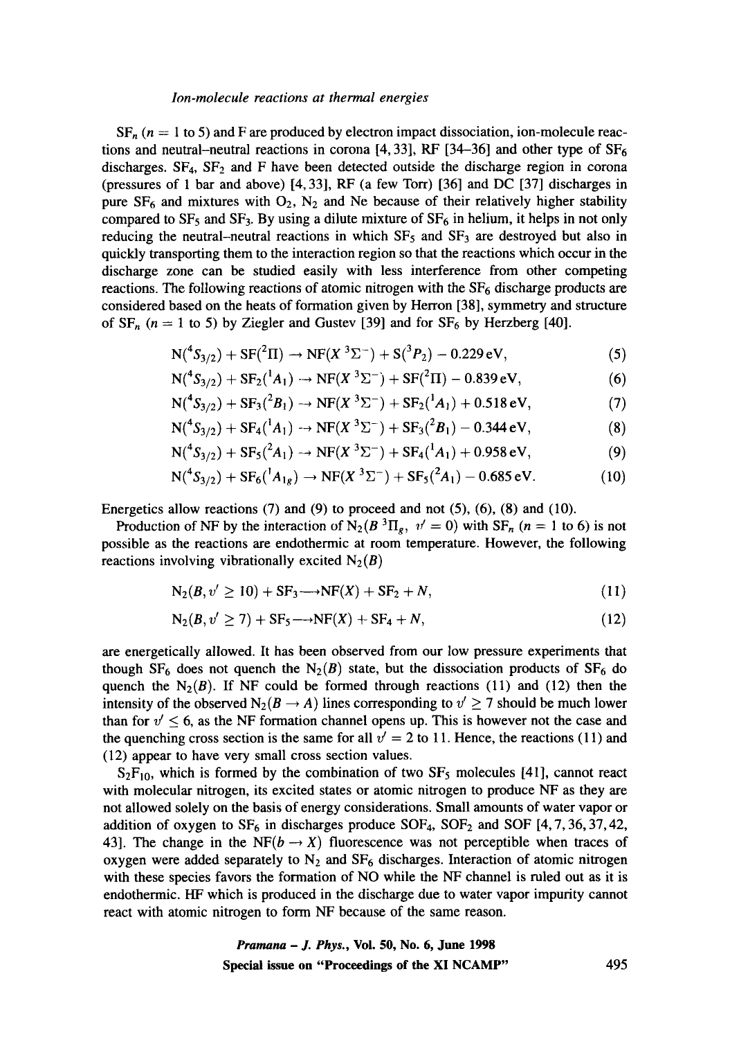$SF_n$ ($n = 1$ to 5) and F are produced by electron impact dissociation, ion-molecule reactions and neutral–neutral reactions in corona [4, 33], RF [34–36] and other type of $SF_6$ discharges. $SF_4$, $SF_2$ and F have been detected outside the discharge region in corona (pressures of 1 bar and above) [4, 33], RF (a few Torr) [36] and DC [37] discharges in pure $SF_6$ and mixtures with $O_2$, $N_2$ and Ne because of their relatively higher stability compared to $SF_5$ and $SF_3$. By using a dilute mixture of $SF_6$ in helium, it helps in not only reducing the neutral–neutral reactions in which $SF_5$ and $SF_3$ are destroyed but also in quickly transporting them to the interaction region so that the reactions which occur in the discharge zone can be studied easily with less interference from other competing reactions. The following reactions of atomic nitrogen with the $SF_6$ discharge products are considered based on the heats of formation given by Herron [38], symmetry and structure of $SF_n$ ($n = 1$ to 5) by Ziegler and Gustev [39] and for $SF_6$ by Herzberg [40].

$$N(^4S_{3/2}) + SF(^2\Pi) \rightarrow NF(X\,^3\Sigma^-) + S(^3P_2) - 0.229\,\text{eV}, \tag{5}$$

$$N(^4S_{3/2}) + SF_2(^1A_1) \rightarrow NF(X\,^3\Sigma^-) + SF(^2\Pi) - 0.839\,\text{eV}, \tag{6}$$

$$N(^4S_{3/2}) + SF_3(^2B_1) \rightarrow NF(X\,^3\Sigma^-) + SF_2(^1A_1) + 0.518\,\text{eV}, \tag{7}$$

$$N(^4S_{3/2}) + SF_4(^1A_1) \rightarrow NF(X\,^3\Sigma^-) + SF_3(^2B_1) - 0.344\,\text{eV}, \tag{8}$$

$$N(^4S_{3/2}) + SF_5(^2A_1) \rightarrow NF(X\,^3\Sigma^-) + SF_4(^1A_1) + 0.958\,\text{eV}, \tag{9}$$

$$N(^4S_{3/2}) + SF_6(^1A_{1g}) \rightarrow NF(X\,^3\Sigma^-) + SF_5(^2A_1) - 0.685\,\text{eV}. \tag{10}$$

Energetics allow reactions (7) and (9) to proceed and not (5), (6), (8) and (10).

Production of NF by the interaction of $N_2(B\,^3\Pi_g, v' = 0)$ with $SF_n$ ($n = 1$ to 6) is not possible as the reactions are endothermic at room temperature. However, the following reactions involving vibrationally excited $N_2(B)$

$$N_2(B, v' \geq 10) + SF_3 \longrightarrow NF(X) + SF_2 + N, \tag{11}$$

$$N_2(B, v' \geq 7) + SF_5 \longrightarrow NF(X) + SF_4 + N, \tag{12}$$

are energetically allowed. It has been observed from our low pressure experiments that though $SF_6$ does not quench the $N_2(B)$ state, but the dissociation products of $SF_6$ do quench the $N_2(B)$. If NF could be formed through reactions (11) and (12) then the intensity of the observed $N_2(B \rightarrow A)$ lines corresponding to $v' \geq 7$ should be much lower than for $v' \leq 6$, as the NF formation channel opens up. This is however not the case and the quenching cross section is the same for all $v' = 2$ to 11. Hence, the reactions (11) and (12) appear to have very small cross section values.

$S_2F_{10}$, which is formed by the combination of two $SF_5$ molecules [41], cannot react with molecular nitrogen, its excited states or atomic nitrogen to produce NF as they are not allowed solely on the basis of energy considerations. Small amounts of water vapor or addition of oxygen to $SF_6$ in discharges produce $SOF_4$, $SOF_2$ and SOF [4, 7, 36, 37, 42, 43]. The change in the $NF(b \rightarrow X)$ fluorescence was not perceptible when traces of oxygen were added separately to $N_2$ and $SF_6$ discharges. Interaction of atomic nitrogen with these species favors the formation of NO while the NF channel is ruled out as it is endothermic. HF which is produced in the discharge due to water vapor impurity cannot react with atomic nitrogen to form NF because of the same reason.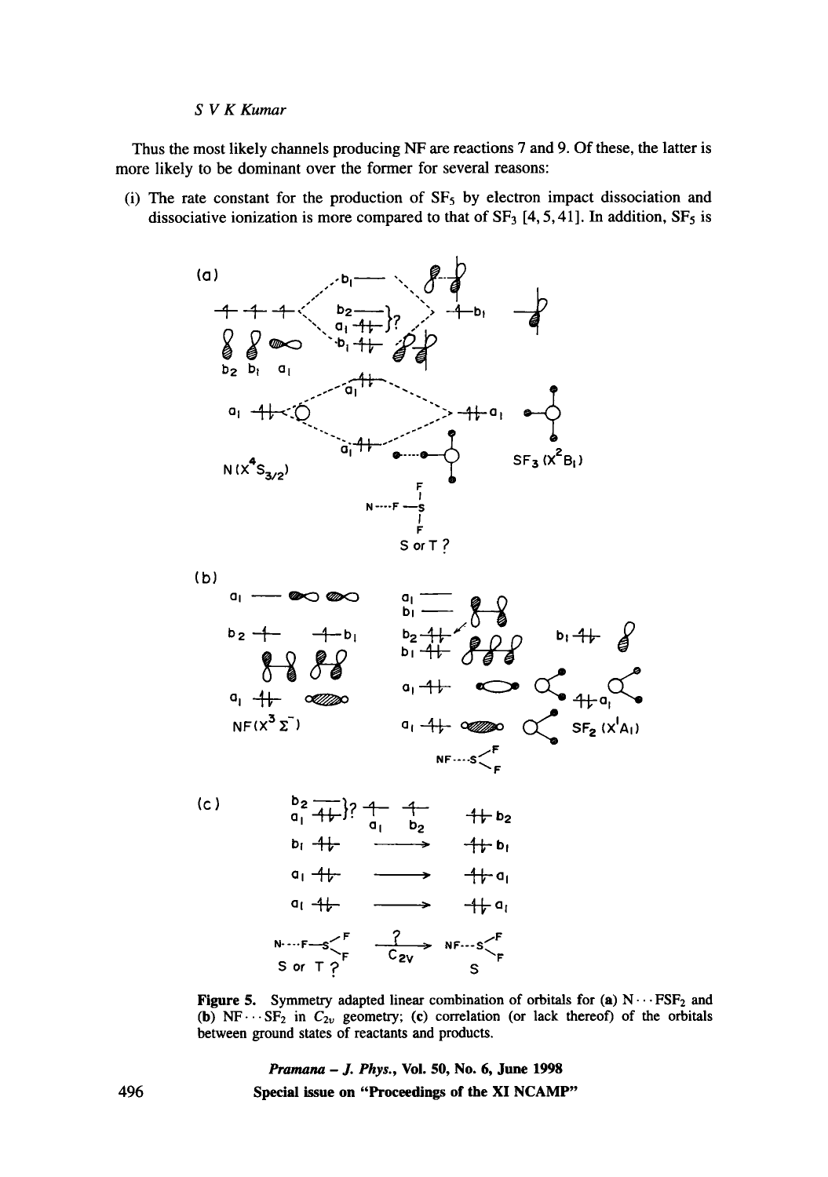Thus the most likely channels producing NF are reactions 7 and 9. Of these, the latter is more likely to be dominant over the former for several reasons:

(i) The rate constant for the production of $SF_5$ by electron impact dissociation and dissociative ionization is more compared to that of $SF_3$ [4, 5, 41]. In addition, $SF_5$ is

**Figure 5.** Symmetry adapted linear combination of orbitals for (**a**) $N \cdots FSF_2$ and (**b**) $NF \cdots SF_2$ in $C_{2v}$ geometry; (**c**) correlation (or lack thereof) of the orbitals between ground states of reactants and products.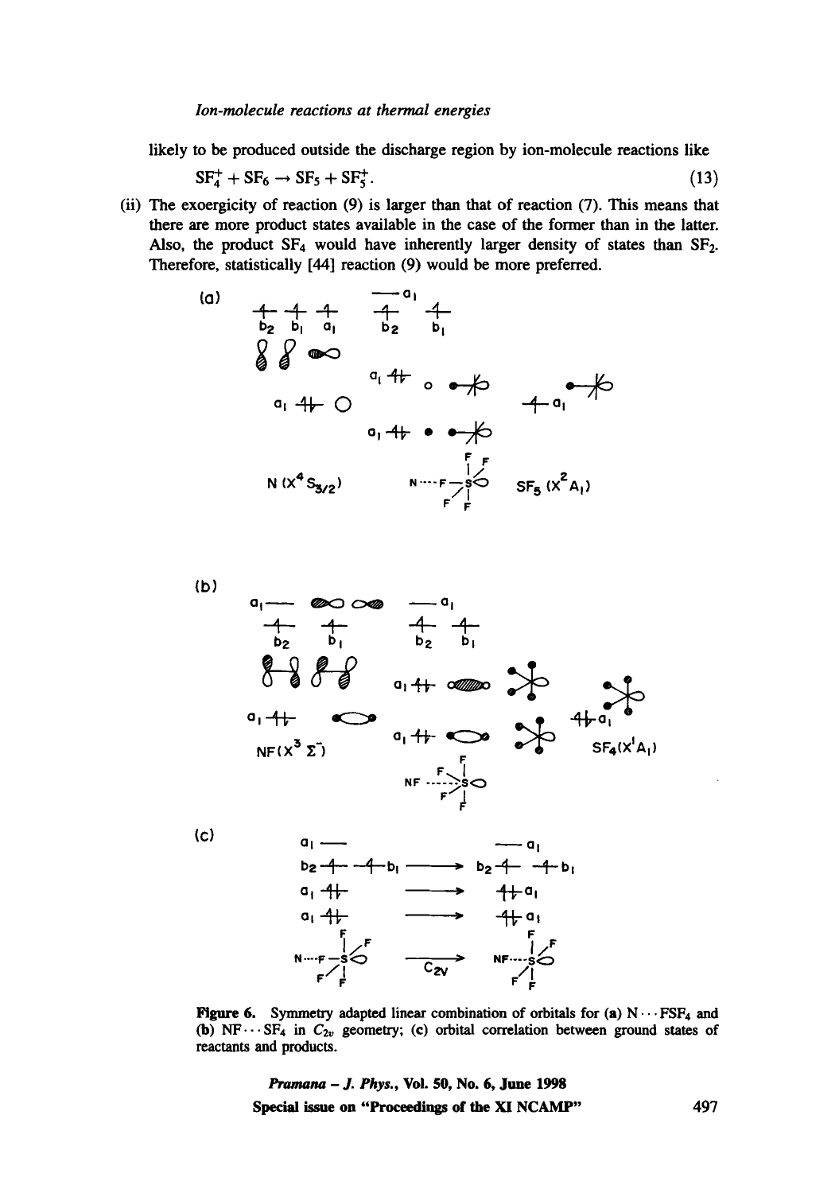likely to be produced outside the discharge region by ion-molecule reactions like

$$SF_4^+ + SF_6 \rightarrow SF_5 + SF_5^+. \tag{13}$$

(ii) The exoergicity of reaction (9) is larger than that of reaction (7). This means that there are more product states available in the case of the former than in the latter. Also, the product $SF_4$ would have inherently larger density of states than $SF_2$. Therefore, statistically [44] reaction (9) would be more preferred.

**Figure 6.** Symmetry adapted linear combination of orbitals for (**a**) $N \cdots FSF_4$ and (**b**) $NF \cdots SF_4$ in $C_{2v}$ geometry; (**c**) orbital correlation between ground states of reactants and products.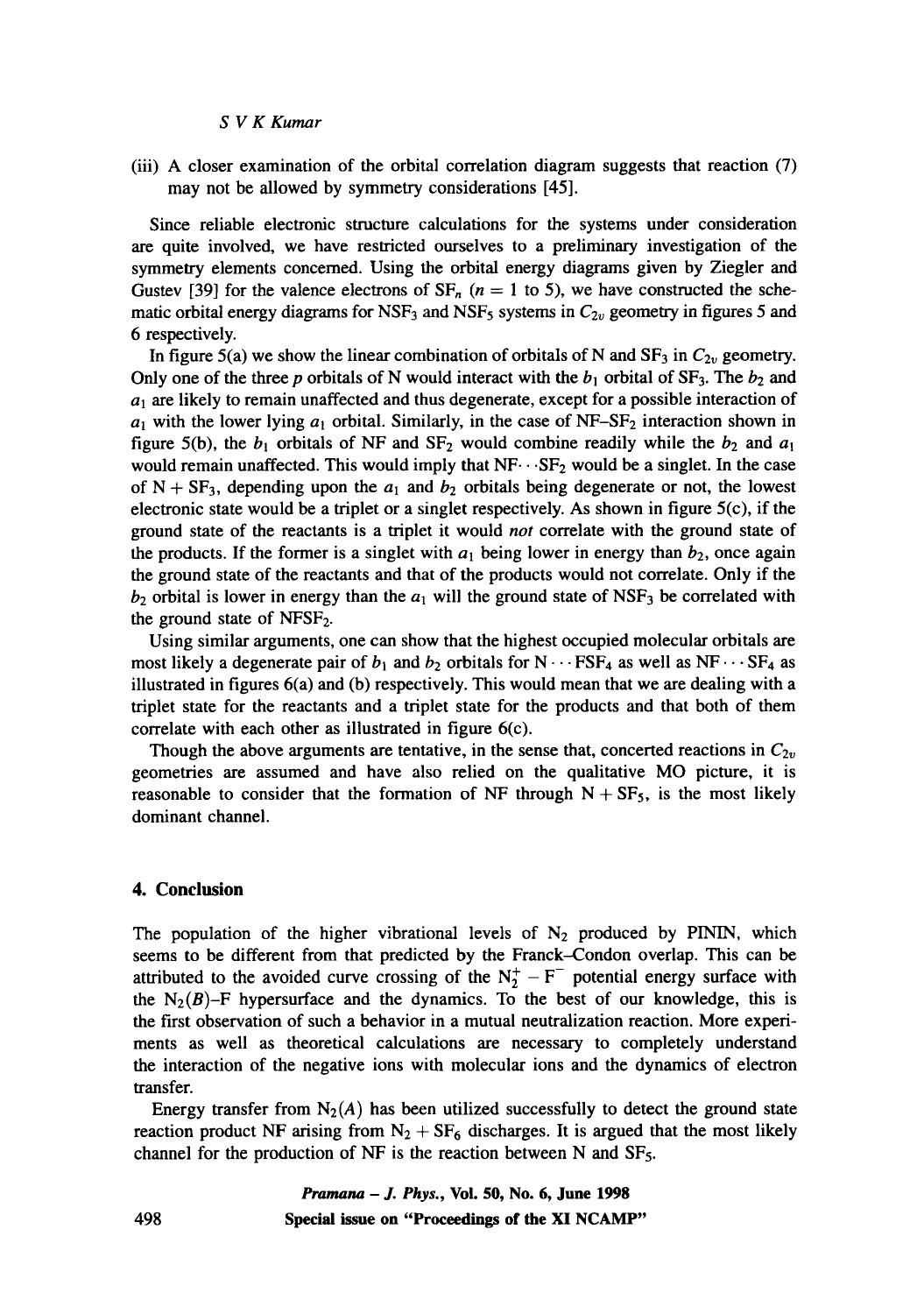(iii) A closer examination of the orbital correlation diagram suggests that reaction (7) may not be allowed by symmetry considerations [45].

Since reliable electronic structure calculations for the systems under consideration are quite involved, we have restricted ourselves to a preliminary investigation of the symmetry elements concerned. Using the orbital energy diagrams given by Ziegler and Gustev [39] for the valence electrons of $SF_n$ ($n = 1$ to 5), we have constructed the schematic orbital energy diagrams for $NSF_3$ and $NSF_5$ systems in $C_{2v}$ geometry in figures 5 and 6 respectively.

In figure 5(a) we show the linear combination of orbitals of N and $SF_3$ in $C_{2v}$ geometry. Only one of the three $p$ orbitals of N would interact with the $b_1$ orbital of $SF_3$. The $b_2$ and $a_1$ are likely to remain unaffected and thus degenerate, except for a possible interaction of $a_1$ with the lower lying $a_1$ orbital. Similarly, in the case of NF–$SF_2$ interaction shown in figure 5(b), the $b_1$ orbitals of NF and $SF_2$ would combine readily while the $b_2$ and $a_1$ would remain unaffected. This would imply that NF$\cdots SF_2$ would be a singlet. In the case of N + $SF_3$, depending upon the $a_1$ and $b_2$ orbitals being degenerate or not, the lowest electronic state would be a triplet or a singlet respectively. As shown in figure 5(c), if the ground state of the reactants is a triplet it would *not* correlate with the ground state of the products. If the former is a singlet with $a_1$ being lower in energy than $b_2$, once again the ground state of the reactants and that of the products would not correlate. Only if the $b_2$ orbital is lower in energy than the $a_1$ will the ground state of $NSF_3$ be correlated with the ground state of $NFSF_2$.

Using similar arguments, one can show that the highest occupied molecular orbitals are most likely a degenerate pair of $b_1$ and $b_2$ orbitals for N$\cdots FSF_4$ as well as NF$\cdots SF_4$ as illustrated in figures 6(a) and (b) respectively. This would mean that we are dealing with a triplet state for the reactants and a triplet state for the products and that both of them correlate with each other as illustrated in figure 6(c).

Though the above arguments are tentative, in the sense that, concerted reactions in $C_{2v}$ geometries are assumed and have also relied on the qualitative MO picture, it is reasonable to consider that the formation of NF through N + $SF_5$, is the most likely dominant channel.

## 4. Conclusion

The population of the higher vibrational levels of $N_2$ produced by PININ, which seems to be different from that predicted by the Franck–Condon overlap. This can be attributed to the avoided curve crossing of the $N_2^+ - F^-$ potential energy surface with the $N_2(B)$–F hypersurface and the dynamics. To the best of our knowledge, this is the first observation of such a behavior in a mutual neutralization reaction. More experiments as well as theoretical calculations are necessary to completely understand the interaction of the negative ions with molecular ions and the dynamics of electron transfer.

Energy transfer from $N_2(A)$ has been utilized successfully to detect the ground state reaction product NF arising from $N_2 + SF_6$ discharges. It is argued that the most likely channel for the production of NF is the reaction between N and $SF_5$.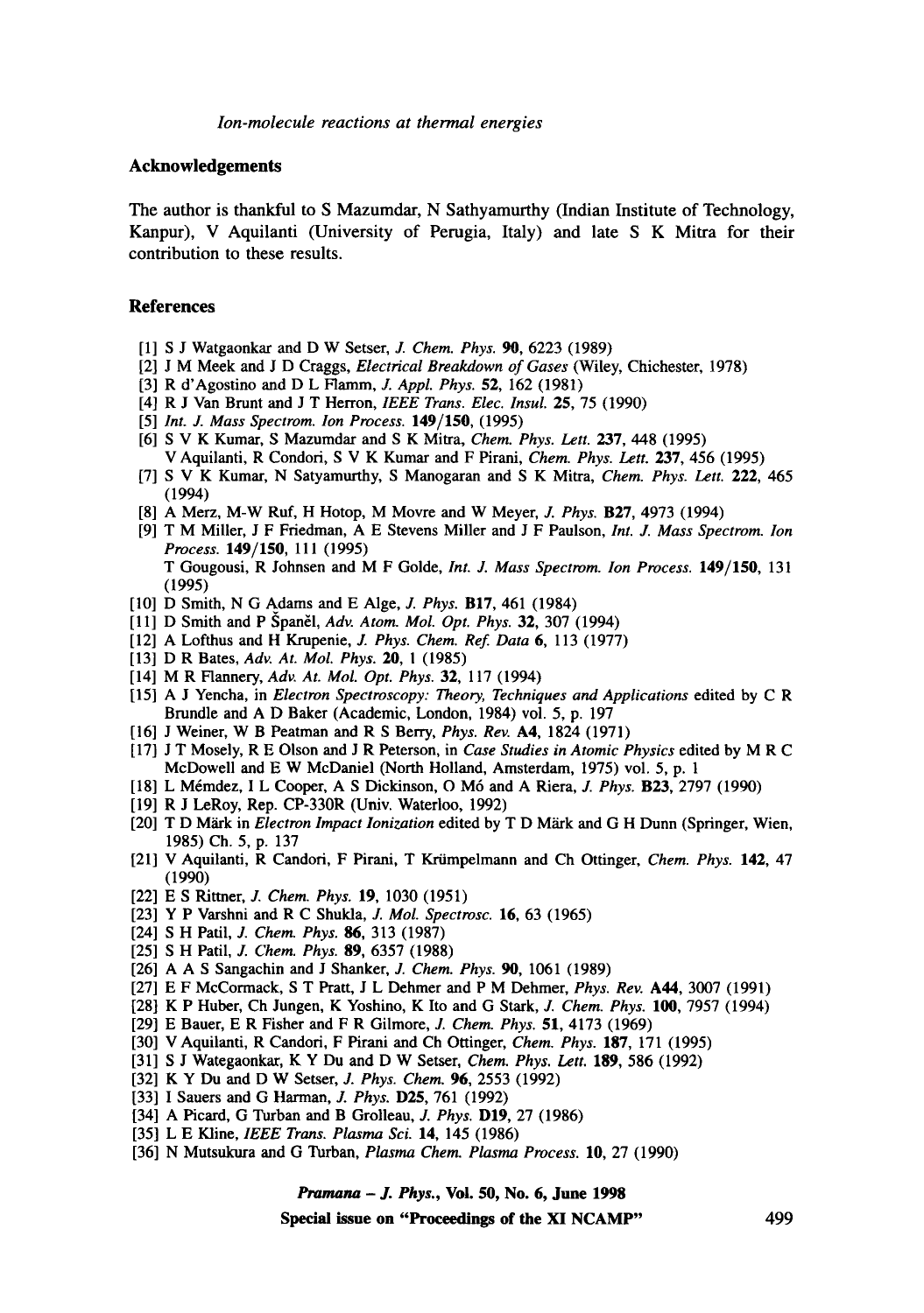## Acknowledgements

The author is thankful to S Mazumdar, N Sathyamurthy (Indian Institute of Technology, Kanpur), V Aquilanti (University of Perugia, Italy) and late S K Mitra for their contribution to these results.

## References

[1] S J Watgaonkar and D W Setser, *J. Chem. Phys.* **90**, 6223 (1989)

[2] J M Meek and J D Craggs, *Electrical Breakdown of Gases* (Wiley, Chichester, 1978)

[3] R d'Agostino and D L Flamm, *J. Appl. Phys.* **52**, 162 (1981)

[4] R J Van Brunt and J T Herron, *IEEE Trans. Elec. Insul.* **25**, 75 (1990)

[5] *Int. J. Mass Spectrom. Ion Process.* **149/150**, (1995)

[6] S V K Kumar, S Mazumdar and S K Mitra, *Chem. Phys. Lett.* **237**, 448 (1995)
V Aquilanti, R Condori, S V K Kumar and F Pirani, *Chem. Phys. Lett.* **237**, 456 (1995)

[7] S V K Kumar, N Satyamurthy, S Manogaran and S K Mitra, *Chem. Phys. Lett.* **222**, 465 (1994)

[8] A Merz, M-W Ruf, H Hotop, M Movre and W Meyer, *J. Phys.* **B27**, 4973 (1994)

[9] T M Miller, J F Friedman, A E Stevens Miller and J F Paulson, *Int. J. Mass Spectrom. Ion Process.* **149/150**, 111 (1995)
T Gougousi, R Johnsen and M F Golde, *Int. J. Mass Spectrom. Ion Process.* **149/150**, 131 (1995)

[10] D Smith, N G Adams and E Alge, *J. Phys.* **B17**, 461 (1984)

[11] D Smith and P Španěl, *Adv. Atom. Mol. Opt. Phys.* **32**, 307 (1994)

[12] A Lofthus and H Krupenie, *J. Phys. Chem. Ref. Data* **6**, 113 (1977)

[13] D R Bates, *Adv. At. Mol. Phys.* **20**, 1 (1985)

[14] M R Flannery, *Adv. At. Mol. Opt. Phys.* **32**, 117 (1994)

[15] A J Yencha, in *Electron Spectroscopy: Theory, Techniques and Applications* edited by C R Brundle and A D Baker (Academic, London, 1984) vol. 5, p. 197

[16] J Weiner, W B Peatman and R S Berry, *Phys. Rev.* **A4**, 1824 (1971)

[17] J T Mosely, R E Olson and J R Peterson, in *Case Studies in Atomic Physics* edited by M R C McDowell and E W McDaniel (North Holland, Amsterdam, 1975) vol. 5, p. 1

[18] L Mémdez, I L Cooper, A S Dickinson, O Mó and A Riera, *J. Phys.* **B23**, 2797 (1990)

[19] R J LeRoy, Rep. CP-330R (Univ. Waterloo, 1992)

[20] T D Märk in *Electron Impact Ionization* edited by T D Märk and G H Dunn (Springer, Wien, 1985) Ch. 5, p. 137

[21] V Aquilanti, R Candori, F Pirani, T Krümpelmann and Ch Ottinger, *Chem. Phys.* **142**, 47 (1990)

[22] E S Rittner, *J. Chem. Phys.* **19**, 1030 (1951)

[23] Y P Varshni and R C Shukla, *J. Mol. Spectrosc.* **16**, 63 (1965)

[24] S H Patil, *J. Chem. Phys.* **86**, 313 (1987)

[25] S H Patil, *J. Chem. Phys.* **89**, 6357 (1988)

[26] A A S Sangachin and J Shanker, *J. Chem. Phys.* **90**, 1061 (1989)

[27] E F McCormack, S T Pratt, J L Dehmer and P M Dehmer, *Phys. Rev.* **A44**, 3007 (1991)

[28] K P Huber, Ch Jungen, K Yoshino, K Ito and G Stark, *J. Chem. Phys.* **100**, 7957 (1994)

[29] E Bauer, E R Fisher and F R Gilmore, *J. Chem. Phys.* **51**, 4173 (1969)

[30] V Aquilanti, R Candori, F Pirani and Ch Ottinger, *Chem. Phys.* **187**, 171 (1995)

[31] S J Wategaonkar, K Y Du and D W Setser, *Chem. Phys. Lett.* **189**, 586 (1992)

[32] K Y Du and D W Setser, *J. Phys. Chem.* **96**, 2553 (1992)

[33] I Sauers and G Harman, *J. Phys.* **D25**, 761 (1992)

[34] A Picard, G Turban and B Grolleau, *J. Phys.* **D19**, 27 (1986)

[35] L E Kline, *IEEE Trans. Plasma Sci.* **14**, 145 (1986)

[36] N Mutsukura and G Turban, *Plasma Chem. Plasma Process.* **10**, 27 (1990)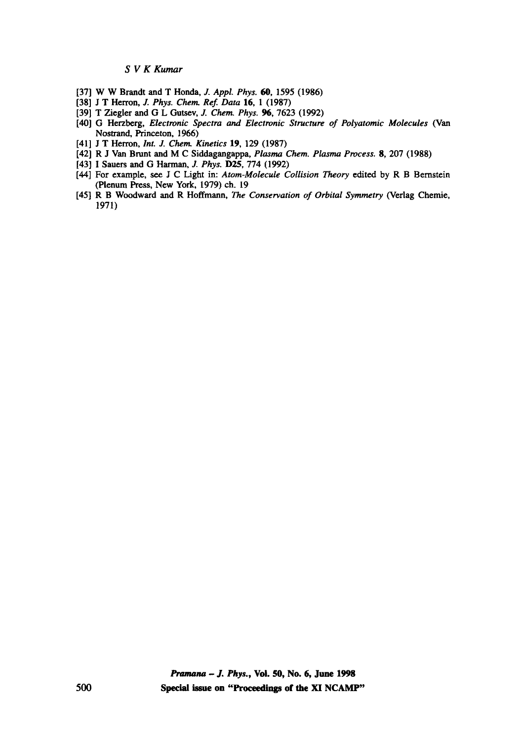[37] W W Brandt and T Honda, *J. Appl. Phys.* **60**, 1595 (1986)

[38] J T Herron, *J. Phys. Chem. Ref. Data* **16**, 1 (1987)

[39] T Ziegler and G L Gutsev, *J. Chem. Phys.* **96**, 7623 (1992)

[40] G Herzberg, *Electronic Spectra and Electronic Structure of Polyatomic Molecules* (Van Nostrand, Princeton, 1966)

[41] J T Herron, *Int. J. Chem. Kinetics* **19**, 129 (1987)

[42] R J Van Brunt and M C Siddagangappa, *Plasma Chem. Plasma Process.* **8**, 207 (1988)

[43] I Sauers and G Harman, *J. Phys.* **D25**, 774 (1992)

[44] For example, see J C Light in: *Atom-Molecule Collision Theory* edited by R B Bernstein (Plenum Press, New York, 1979) ch. 19

[45] R B Woodward and R Hoffmann, *The Conservation of Orbital Symmetry* (Verlag Chemie, 1971)